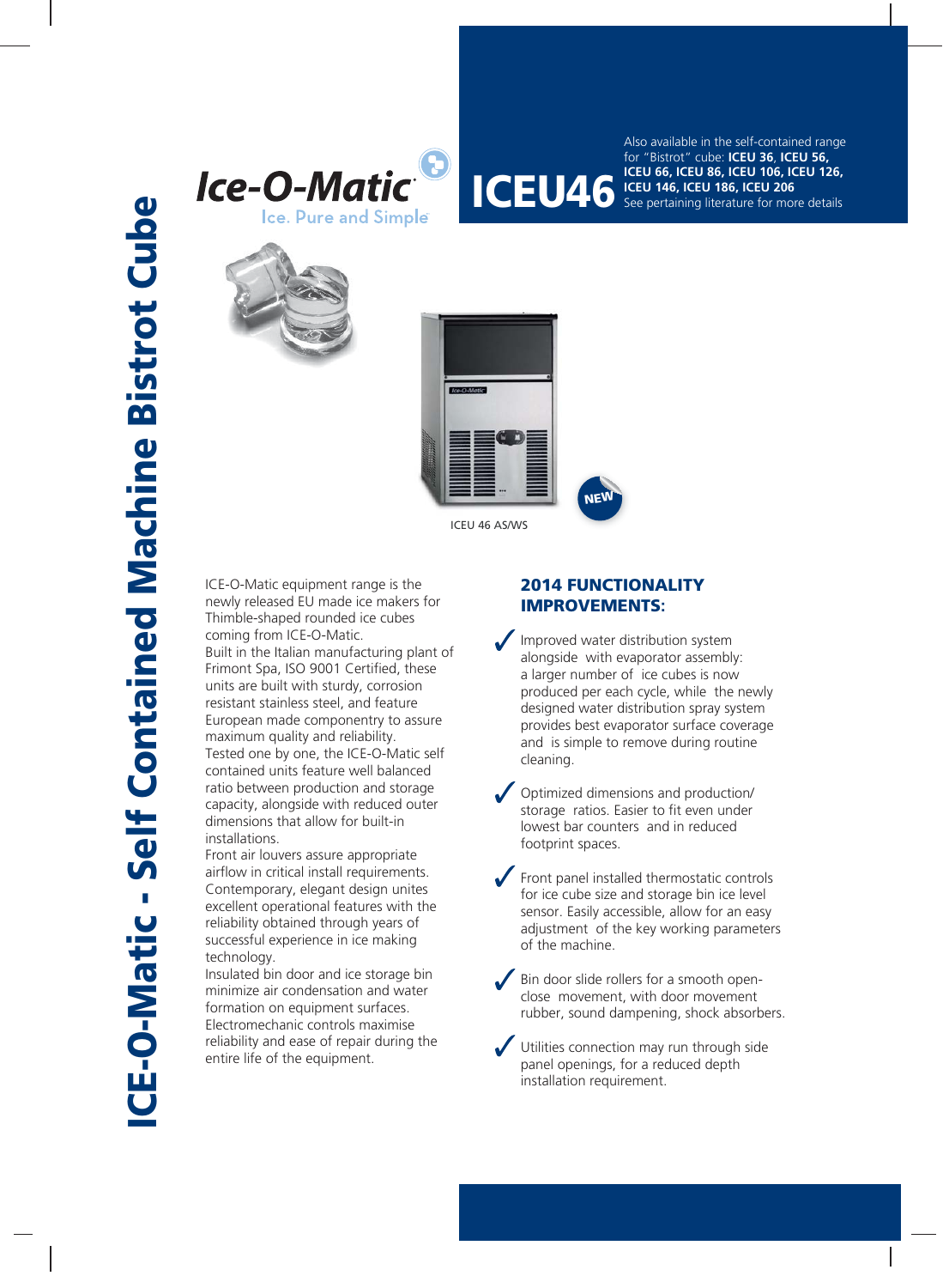# ICE-O-Matic - Self Contained Machine Bistrot Cube

Ice-O-Matic
Ice. Pure and Simple

## ICEU46

Also available in the self-contained range for "Bistrot" cube: **ICEU 36**, **ICEU 56, ICEU 66, ICEU 86, ICEU 106, ICEU 126, ICEU 146, ICEU 186, ICEU 206**
See pertaining literature for more details

NEW

ICEU 46 AS/WS

ICE-O-Matic equipment range is the newly released EU made ice makers for Thimble-shaped rounded ice cubes coming from ICE-O-Matic.
Built in the Italian manufacturing plant of Frimont Spa, ISO 9001 Certified, these units are built with sturdy, corrosion resistant stainless steel, and feature European made componentry to assure maximum quality and reliability.
Tested one by one, the ICE-O-Matic self contained units feature well balanced ratio between production and storage capacity, alongside with reduced outer dimensions that allow for built-in installations.
Front air louvers assure appropriate airflow in critical install requirements.
Contemporary, elegant design unites excellent operational features with the reliability obtained through years of successful experience in ice making technology.
Insulated bin door and ice storage bin minimize air condensation and water formation on equipment surfaces.
Electromechanic controls maximise reliability and ease of repair during the entire life of the equipment.

### 2014 FUNCTIONALITY IMPROVEMENTS:

- Improved water distribution system alongside with evaporator assembly: a larger number of ice cubes is now produced per each cycle, while the newly designed water distribution spray system provides best evaporator surface coverage and is simple to remove during routine cleaning.
- Optimized dimensions and production/ storage ratios. Easier to fit even under lowest bar counters and in reduced footprint spaces.
- Front panel installed thermostatic controls for ice cube size and storage bin ice level sensor. Easily accessible, allow for an easy adjustment of the key working parameters of the machine.
- Bin door slide rollers for a smooth open-close movement, with door movement rubber, sound dampening, shock absorbers.
- Utilities connection may run through side panel openings, for a reduced depth installation requirement.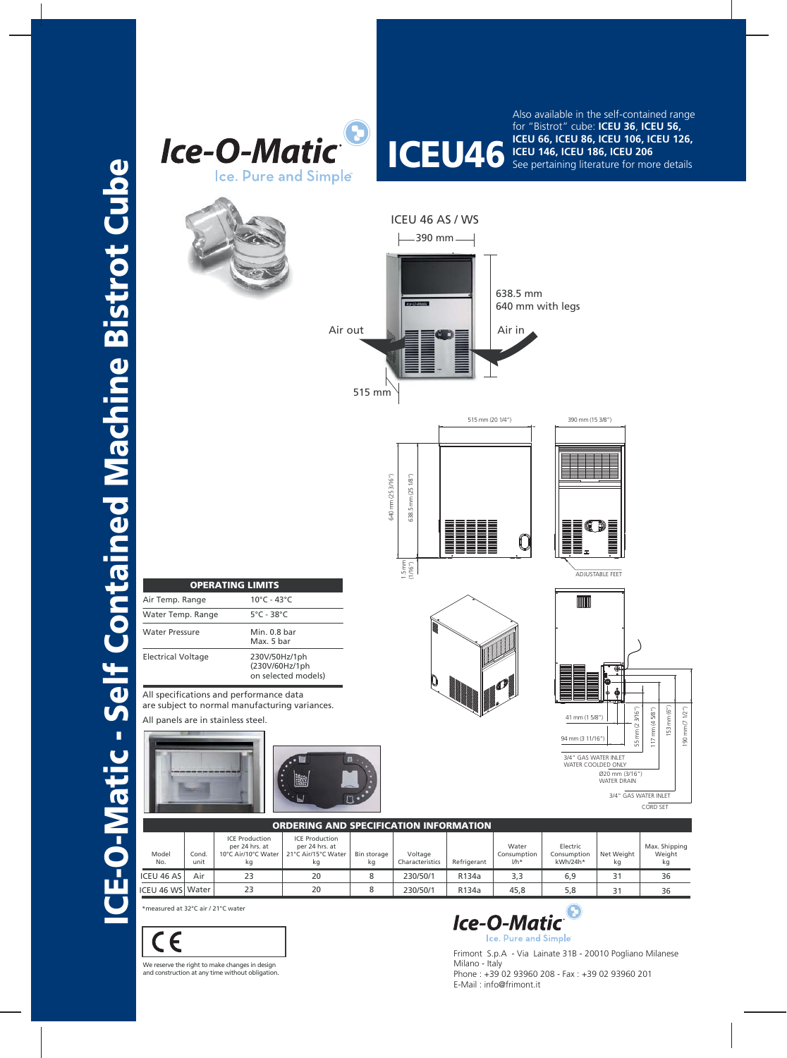# ICE-O-Matic - Self Contained Machine Bistrot Cube

Ice-O-Matic
Ice. Pure and Simple

# ICEU46

Also available in the self-contained range for "Bistrot" cube: **ICEU 36**, **ICEU 56**, **ICEU 66**, **ICEU 86**, **ICEU 106**, **ICEU 126**, **ICEU 146**, **ICEU 186**, **ICEU 206**
See pertaining literature for more details

ICEU 46 AS / WS

390 mm
638.5 mm
640 mm with legs
Air out
Air in
515 mm

515 mm (20 1/4")
390 mm (15 3/8")
640 mm (25 3/16")
638.5 mm (25 1/8")
1.5 mm (1/16")
ADJUSTABLE FEET

41 mm (1 5/8")
94 mm (3 11/16")
55 mm (2 3/16")
117 mm (4 5/8")
153 mm (6")
190 mm (7 1/2")
3/4" GAS WATER INLET WATER COOLDED ONLY
Ø20 mm (3/16") WATER DRAIN
3/4" GAS WATER INLET
CORD SET

| OPERATING LIMITS | |
|---|---|
| Air Temp. Range | 10°C - 43°C |
| Water Temp. Range | 5°C - 38°C |
| Water Pressure | Min. 0.8 bar Max. 5 bar |
| Electrical Voltage | 230V/50Hz/1ph (230V/60Hz/1ph on selected models) |

All specifications and performance data are subject to normal manufacturing variances.

All panels are in stainless steel.

## ORDERING AND SPECIFICATION INFORMATION

| Model No. | Cond. unit | ICE Production per 24 hrs. at 10°C Air/10°C Water kg | ICE Production per 24 hrs. at 21°C Air/15°C Water kg | Bin storage kg | Voltage Characteristics | Refrigerant | Water Consumption l/h* | Electric Consumption kWh/24h* | Net Weight kg | Max. Shipping Weight kg |
|---|---|---|---|---|---|---|---|---|---|---|
| ICEU 46 AS | Air | 23 | 20 | 8 | 230/50/1 | R134a | 3,3 | 6,9 | 31 | 36 |
| ICEU 46 WS | Water | 23 | 20 | 8 | 230/50/1 | R134a | 45,8 | 5,8 | 31 | 36 |

*measured at 32°C air / 21°C water

CE

We reserve the right to make changes in design and construction at any time without obligation.

Ice-O-Matic
Ice. Pure and Simple

Frimont S.p.A - Via Lainate 31B - 20010 Pogliano Milanese
Milano - Italy
Phone : +39 02 93960 208 - Fax : +39 02 93960 201
E-Mail : info@frimont.it